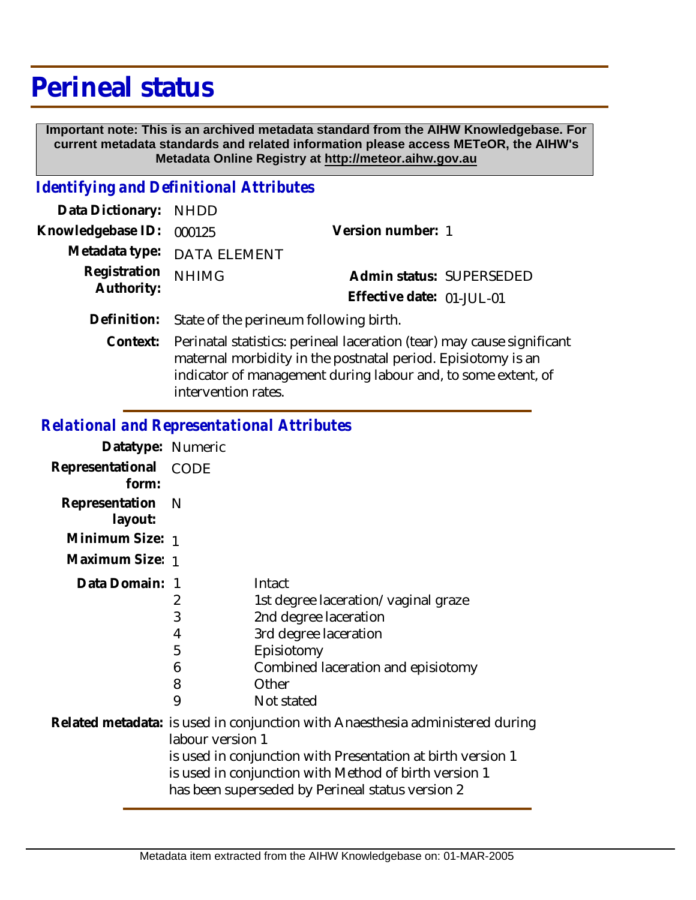# Perineal status

**Important note: This is an archived metadata standard from the AIHW Knowledgebase. For current metadata standards and related information please access METeOR, the AIHW's Metadata Online Registry at http://meteor.aihw.gov.au**

## *Identifying and Definitional Attributes*

**Data Dictionary:** NHDD

**Knowledgebase ID:** 000125

**Version number:** 1

**Metadata type:** DATA ELEMENT

**Registration Authority:** NHIMG

**Admin status:** SUPERSEDED

**Effective date:** 01-JUL-01

**Definition:** State of the perineum following birth.

**Context:** Perinatal statistics: perineal laceration (tear) may cause significant maternal morbidity in the postnatal period. Episiotomy is an indicator of management during labour and, to some extent, of intervention rates.

## *Relational and Representational Attributes*

**Datatype:** Numeric

**Representational form:** CODE

**Representation layout:** N

**Minimum Size:** 1

**Maximum Size:** 1

**Data Domain:**

| Code | Description |
|---|---|
| 1 | Intact |
| 2 | 1st degree laceration/ vaginal graze |
| 3 | 2nd degree laceration |
| 4 | 3rd degree laceration |
| 5 | Episiotomy |
| 6 | Combined laceration and episiotomy |
| 8 | Other |
| 9 | Not stated |

**Related metadata:** is used in conjunction with Anaesthesia administered during labour version 1
is used in conjunction with Presentation at birth version 1
is used in conjunction with Method of birth version 1
has been superseded by Perineal status version 2

Metadata item extracted from the AIHW Knowledgebase on: 01-MAR-2005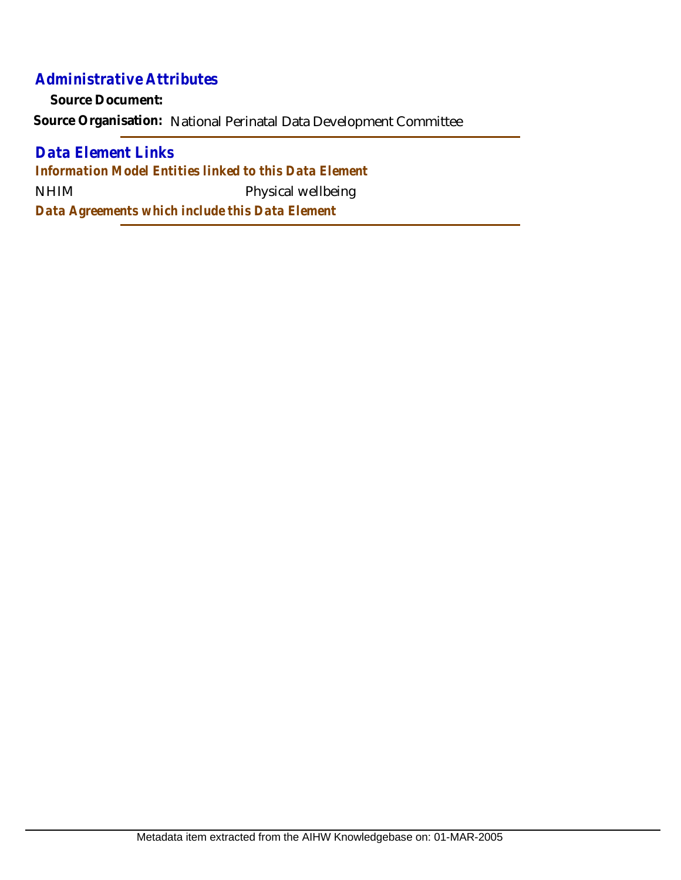## Administrative Attributes

**Source Document:**

**Source Organisation:** National Perinatal Data Development Committee

## Data Element Links

***Information Model Entities linked to this Data Element***

NHIM Physical wellbeing

***Data Agreements which include this Data Element***

Metadata item extracted from the AIHW Knowledgebase on: 01-MAR-2005